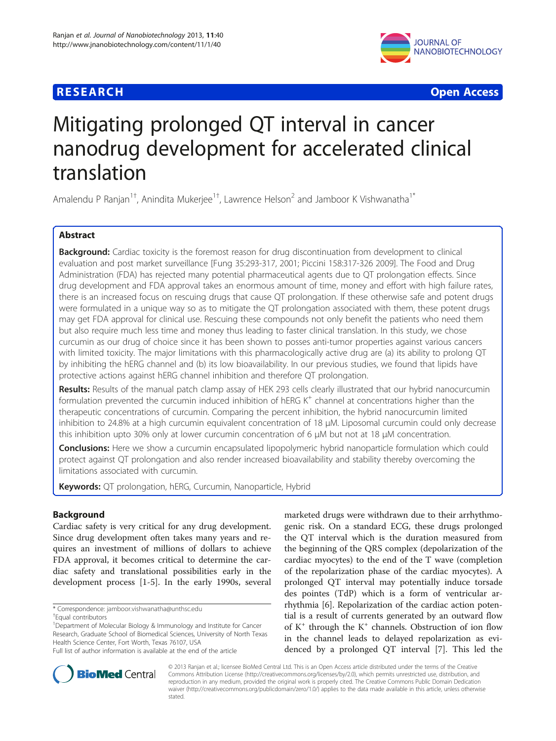**RESEARCH** **Open Access**

# Mitigating prolonged QT interval in cancer nanodrug development for accelerated clinical translation

Amalendu P Ranjan[1†], Anindita Mukerjee[1†], Lawrence Helson[2] and Jamboor K Vishwanatha[1*]

## Abstract

**Background:** Cardiac toxicity is the foremost reason for drug discontinuation from development to clinical evaluation and post market surveillance [Fung 35:293-317, 2001; Piccini 158:317-326 2009]. The Food and Drug Administration (FDA) has rejected many potential pharmaceutical agents due to QT prolongation effects. Since drug development and FDA approval takes an enormous amount of time, money and effort with high failure rates, there is an increased focus on rescuing drugs that cause QT prolongation. If these otherwise safe and potent drugs were formulated in a unique way so as to mitigate the QT prolongation associated with them, these potent drugs may get FDA approval for clinical use. Rescuing these compounds not only benefit the patients who need them but also require much less time and money thus leading to faster clinical translation. In this study, we chose curcumin as our drug of choice since it has been shown to posses anti-tumor properties against various cancers with limited toxicity. The major limitations with this pharmacologically active drug are (a) its ability to prolong QT by inhibiting the hERG channel and (b) its low bioavailability. In our previous studies, we found that lipids have protective actions against hERG channel inhibition and therefore QT prolongation.

**Results:** Results of the manual patch clamp assay of HEK 293 cells clearly illustrated that our hybrid nanocurcumin formulation prevented the curcumin induced inhibition of hERG $K^+$ channel at concentrations higher than the therapeutic concentrations of curcumin. Comparing the percent inhibition, the hybrid nanocurcumin limited inhibition to 24.8% at a high curcumin equivalent concentration of 18 μM. Liposomal curcumin could only decrease this inhibition upto 30% only at lower curcumin concentration of 6 μM but not at 18 μM concentration.

**Conclusions:** Here we show a curcumin encapsulated lipopolymeric hybrid nanoparticle formulation which could protect against QT prolongation and also render increased bioavailability and stability thereby overcoming the limitations associated with curcumin.

**Keywords:** QT prolongation, hERG, Curcumin, Nanoparticle, Hybrid

## Background

Cardiac safety is very critical for any drug development. Since drug development often takes many years and requires an investment of millions of dollars to achieve FDA approval, it becomes critical to determine the cardiac safety and translational possibilities early in the development process [1-5]. In the early 1990s, several marketed drugs were withdrawn due to their arrhythmogenic risk. On a standard ECG, these drugs prolonged the QT interval which is the duration measured from the beginning of the QRS complex (depolarization of the cardiac myocytes) to the end of the T wave (completion of the repolarization phase of the cardiac myocytes). A prolonged QT interval may potentially induce torsade des pointes (TdP) which is a form of ventricular arrhythmia [6]. Repolarization of the cardiac action potential is a result of currents generated by an outward flow of $K^+$ through the $K^+$ channels. Obstruction of ion flow in the channel leads to delayed repolarization as evidenced by a prolonged QT interval [7]. This led the

\* Correspondence: jamboor.vishwanatha@unthsc.edu

†Equal contributors

[1]Department of Molecular Biology & Immunology and Institute for Cancer Research, Graduate School of Biomedical Sciences, University of North Texas Health Science Center, Fort Worth, Texas 76107, USA

Full list of author information is available at the end of the article

© 2013 Ranjan et al.; licensee BioMed Central Ltd. This is an Open Access article distributed under the terms of the Creative Commons Attribution License (http://creativecommons.org/licenses/by/2.0), which permits unrestricted use, distribution, and reproduction in any medium, provided the original work is properly cited. The Creative Commons Public Domain Dedication waiver (http://creativecommons.org/publicdomain/zero/1.0/) applies to the data made available in this article, unless otherwise stated.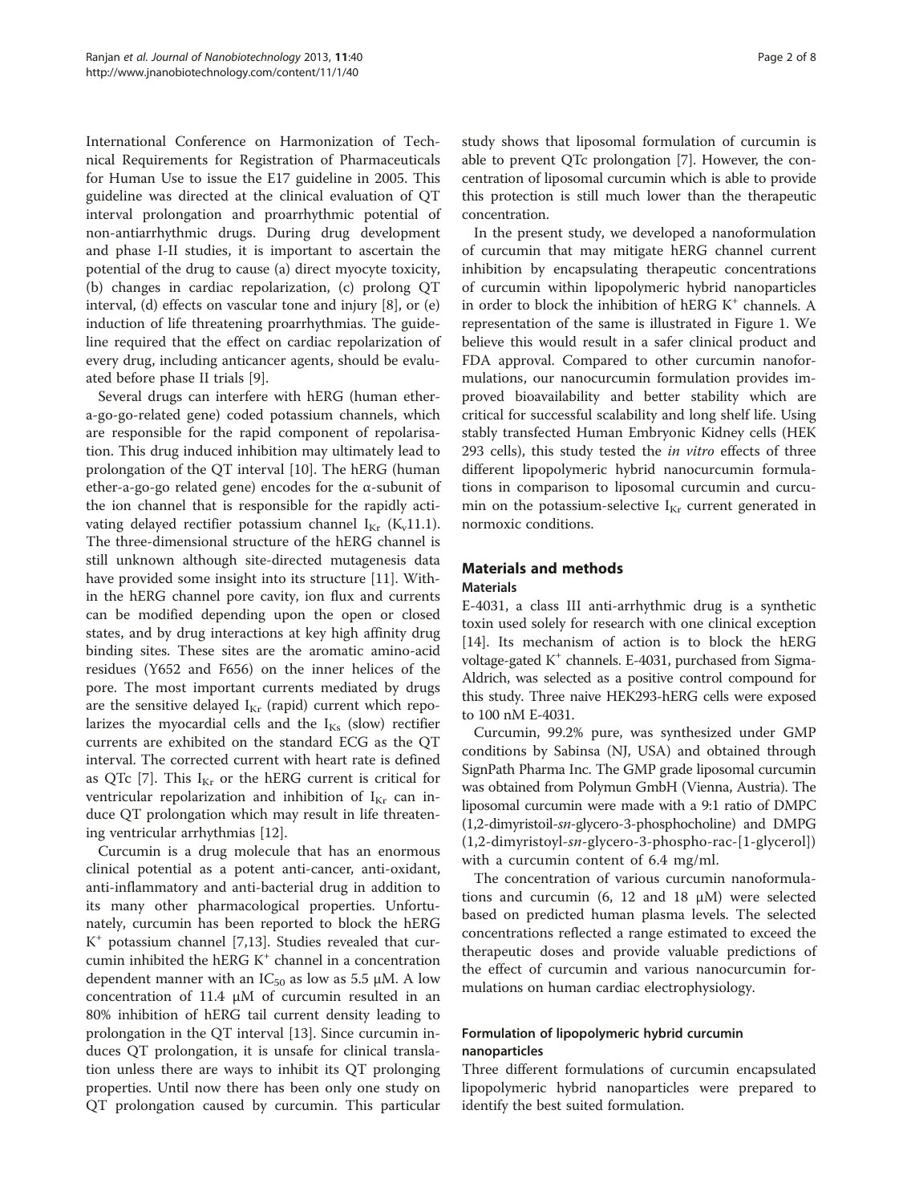International Conference on Harmonization of Technical Requirements for Registration of Pharmaceuticals for Human Use to issue the E17 guideline in 2005. This guideline was directed at the clinical evaluation of QT interval prolongation and proarrhythmic potential of non-antiarrhythmic drugs. During drug development and phase I-II studies, it is important to ascertain the potential of the drug to cause (a) direct myocyte toxicity, (b) changes in cardiac repolarization, (c) prolong QT interval, (d) effects on vascular tone and injury [8], or (e) induction of life threatening proarrhythmias. The guideline required that the effect on cardiac repolarization of every drug, including anticancer agents, should be evaluated before phase II trials [9].

Several drugs can interfere with hERG (human ether-a-go-go-related gene) coded potassium channels, which are responsible for the rapid component of repolarisation. This drug induced inhibition may ultimately lead to prolongation of the QT interval [10]. The hERG (human ether-a-go-go related gene) encodes for the α-subunit of the ion channel that is responsible for the rapidly activating delayed rectifier potassium channel $I_{Kr}$ ($K_v$11.1). The three-dimensional structure of the hERG channel is still unknown although site-directed mutagenesis data have provided some insight into its structure [11]. Within the hERG channel pore cavity, ion flux and currents can be modified depending upon the open or closed states, and by drug interactions at key high affinity drug binding sites. These sites are the aromatic amino-acid residues (Y652 and F656) on the inner helices of the pore. The most important currents mediated by drugs are the sensitive delayed $I_{Kr}$ (rapid) current which repolarizes the myocardial cells and the $I_{Ks}$ (slow) rectifier currents are exhibited on the standard ECG as the QT interval. The corrected current with heart rate is defined as QTc [7]. This $I_{Kr}$ or the hERG current is critical for ventricular repolarization and inhibition of $I_{Kr}$ can induce QT prolongation which may result in life threatening ventricular arrhythmias [12].

Curcumin is a drug molecule that has an enormous clinical potential as a potent anti-cancer, anti-oxidant, anti-inflammatory and anti-bacterial drug in addition to its many other pharmacological properties. Unfortunately, curcumin has been reported to block the hERG $K^+$ potassium channel [7,13]. Studies revealed that curcumin inhibited the hERG $K^+$ channel in a concentration dependent manner with an $IC_{50}$ as low as 5.5 μM. A low concentration of 11.4 μM of curcumin resulted in an 80% inhibition of hERG tail current density leading to prolongation in the QT interval [13]. Since curcumin induces QT prolongation, it is unsafe for clinical translation unless there are ways to inhibit its QT prolonging properties. Until now there has been only one study on QT prolongation caused by curcumin. This particular study shows that liposomal formulation of curcumin is able to prevent QTc prolongation [7]. However, the concentration of liposomal curcumin which is able to provide this protection is still much lower than the therapeutic concentration.

In the present study, we developed a nanoformulation of curcumin that may mitigate hERG channel current inhibition by encapsulating therapeutic concentrations of curcumin within lipopolymeric hybrid nanoparticles in order to block the inhibition of hERG $K^+$ channels. A representation of the same is illustrated in Figure 1. We believe this would result in a safer clinical product and FDA approval. Compared to other curcumin nanoformulations, our nanocurcumin formulation provides improved bioavailability and better stability which are critical for successful scalability and long shelf life. Using stably transfected Human Embryonic Kidney cells (HEK 293 cells), this study tested the *in vitro* effects of three different lipopolymeric hybrid nanocurcumin formulations in comparison to liposomal curcumin and curcumin on the potassium-selective $I_{Kr}$ current generated in normoxic conditions.

## Materials and methods

### Materials

E-4031, a class III anti-arrhythmic drug is a synthetic toxin used solely for research with one clinical exception [14]. Its mechanism of action is to block the hERG voltage-gated $K^+$ channels. E-4031, purchased from Sigma-Aldrich, was selected as a positive control compound for this study. Three naive HEK293-hERG cells were exposed to 100 nM E-4031.

Curcumin, 99.2% pure, was synthesized under GMP conditions by Sabinsa (NJ, USA) and obtained through SignPath Pharma Inc. The GMP grade liposomal curcumin was obtained from Polymun GmbH (Vienna, Austria). The liposomal curcumin were made with a 9:1 ratio of DMPC (1,2-dimyristoil-*sn*-glycero-3-phosphocholine) and DMPG (1,2-dimyristoyl-*sn*-glycero-3-phospho-rac-[1-glycerol]) with a curcumin content of 6.4 mg/ml.

The concentration of various curcumin nanoformulations and curcumin (6, 12 and 18 μM) were selected based on predicted human plasma levels. The selected concentrations reflected a range estimated to exceed the therapeutic doses and provide valuable predictions of the effect of curcumin and various nanocurcumin formulations on human cardiac electrophysiology.

### Formulation of lipopolymeric hybrid curcumin nanoparticles

Three different formulations of curcumin encapsulated lipopolymeric hybrid nanoparticles were prepared to identify the best suited formulation.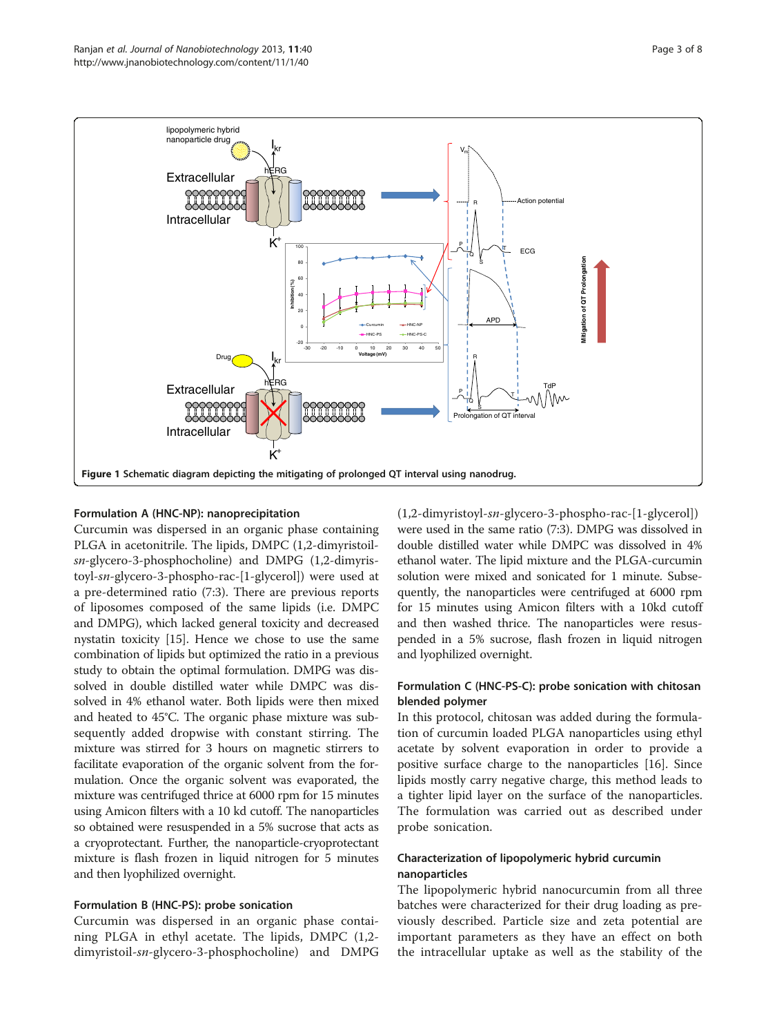Figure 1 Schematic diagram depicting the mitigating of prolonged QT interval using nanodrug.

### Formulation A (HNC-NP): nanoprecipitation

Curcumin was dispersed in an organic phase containing PLGA in acetonitrile. The lipids, DMPC (1,2-dimyristoil-*sn*-glycero-3-phosphocholine) and DMPG (1,2-dimyristoyl-*sn*-glycero-3-phospho-rac-[1-glycerol]) were used at a pre-determined ratio (7:3). There are previous reports of liposomes composed of the same lipids (i.e. DMPC and DMPG), which lacked general toxicity and decreased nystatin toxicity [15]. Hence we chose to use the same combination of lipids but optimized the ratio in a previous study to obtain the optimal formulation. DMPG was dissolved in double distilled water while DMPC was dissolved in 4% ethanol water. Both lipids were then mixed and heated to 45°C. The organic phase mixture was subsequently added dropwise with constant stirring. The mixture was stirred for 3 hours on magnetic stirrers to facilitate evaporation of the organic solvent from the formulation. Once the organic solvent was evaporated, the mixture was centrifuged thrice at 6000 rpm for 15 minutes using Amicon filters with a 10 kd cutoff. The nanoparticles so obtained were resuspended in a 5% sucrose that acts as a cryoprotectant. Further, the nanoparticle-cryoprotectant mixture is flash frozen in liquid nitrogen for 5 minutes and then lyophilized overnight.

### Formulation B (HNC-PS): probe sonication

Curcumin was dispersed in an organic phase containing PLGA in ethyl acetate. The lipids, DMPC (1,2-dimyristoil-*sn*-glycero-3-phosphocholine) and DMPG (1,2-dimyristoyl-*sn*-glycero-3-phospho-rac-[1-glycerol]) were used in the same ratio (7:3). DMPG was dissolved in double distilled water while DMPC was dissolved in 4% ethanol water. The lipid mixture and the PLGA-curcumin solution were mixed and sonicated for 1 minute. Subsequently, the nanoparticles were centrifuged at 6000 rpm for 15 minutes using Amicon filters with a 10kd cutoff and then washed thrice. The nanoparticles were resuspended in a 5% sucrose, flash frozen in liquid nitrogen and lyophilized overnight.

### Formulation C (HNC-PS-C): probe sonication with chitosan blended polymer

In this protocol, chitosan was added during the formulation of curcumin loaded PLGA nanoparticles using ethyl acetate by solvent evaporation in order to provide a positive surface charge to the nanoparticles [16]. Since lipids mostly carry negative charge, this method leads to a tighter lipid layer on the surface of the nanoparticles. The formulation was carried out as described under probe sonication.

### Characterization of lipopolymeric hybrid curcumin nanoparticles

The lipopolymeric hybrid nanocurcumin from all three batches were characterized for their drug loading as previously described. Particle size and zeta potential are important parameters as they have an effect on both the intracellular uptake as well as the stability of the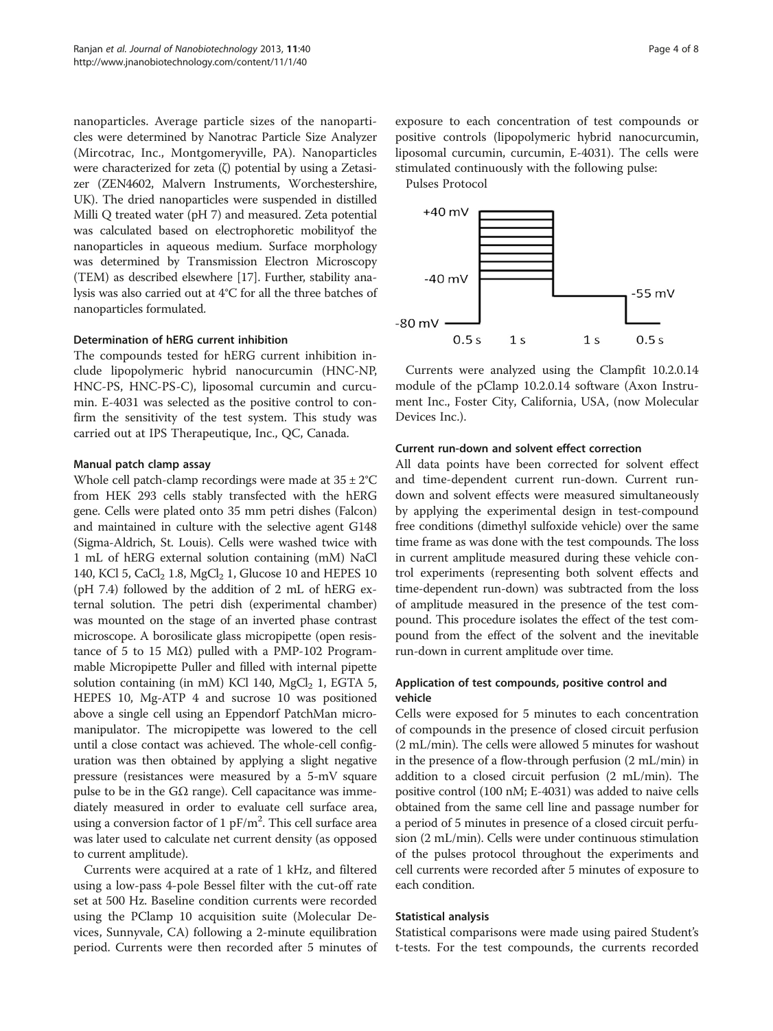nanoparticles. Average particle sizes of the nanoparticles were determined by Nanotrac Particle Size Analyzer (Mircotrac, Inc., Montgomeryville, PA). Nanoparticles were characterized for zeta (ζ) potential by using a Zetasizer (ZEN4602, Malvern Instruments, Worchestershire, UK). The dried nanoparticles were suspended in distilled Milli Q treated water (pH 7) and measured. Zeta potential was calculated based on electrophoretic mobilityof the nanoparticles in aqueous medium. Surface morphology was determined by Transmission Electron Microscopy (TEM) as described elsewhere [17]. Further, stability analysis was also carried out at 4°C for all the three batches of nanoparticles formulated.

#### Determination of hERG current inhibition

The compounds tested for hERG current inhibition include lipopolymeric hybrid nanocurcumin (HNC-NP, HNC-PS, HNC-PS-C), liposomal curcumin and curcumin. E-4031 was selected as the positive control to confirm the sensitivity of the test system. This study was carried out at IPS Therapeutique, Inc., QC, Canada.

#### Manual patch clamp assay

Whole cell patch-clamp recordings were made at 35 ± 2°C from HEK 293 cells stably transfected with the hERG gene. Cells were plated onto 35 mm petri dishes (Falcon) and maintained in culture with the selective agent G148 (Sigma-Aldrich, St. Louis). Cells were washed twice with 1 mL of hERG external solution containing (mM) NaCl 140, KCl 5, $CaCl_2$ 1.8, $MgCl_2$ 1, Glucose 10 and HEPES 10 (pH 7.4) followed by the addition of 2 mL of hERG external solution. The petri dish (experimental chamber) was mounted on the stage of an inverted phase contrast microscope. A borosilicate glass micropipette (open resistance of 5 to 15 MΩ) pulled with a PMP-102 Programmable Micropipette Puller and filled with internal pipette solution containing (in mM) KCl 140, $MgCl_2$ 1, EGTA 5, HEPES 10, Mg-ATP 4 and sucrose 10 was positioned above a single cell using an Eppendorf PatchMan micromanipulator. The micropipette was lowered to the cell until a close contact was achieved. The whole-cell configuration was then obtained by applying a slight negative pressure (resistances were measured by a 5-mV square pulse to be in the GΩ range). Cell capacitance was immediately measured in order to evaluate cell surface area, using a conversion factor of 1 $pF/m^2$. This cell surface area was later used to calculate net current density (as opposed to current amplitude).

Currents were acquired at a rate of 1 kHz, and filtered using a low-pass 4-pole Bessel filter with the cut-off rate set at 500 Hz. Baseline condition currents were recorded using the PClamp 10 acquisition suite (Molecular Devices, Sunnyvale, CA) following a 2-minute equilibration period. Currents were then recorded after 5 minutes of exposure to each concentration of test compounds or positive controls (lipopolymeric hybrid nanocurcumin, liposomal curcumin, curcumin, E-4031). The cells were stimulated continuously with the following pulse:

Pulses Protocol

+40 mV, -40 mV, -55 mV, -80 mV; 0.5 s, 1 s, 1 s, 0.5 s

Currents were analyzed using the Clampfit 10.2.0.14 module of the pClamp 10.2.0.14 software (Axon Instrument Inc., Foster City, California, USA, (now Molecular Devices Inc.).

#### Current run-down and solvent effect correction

All data points have been corrected for solvent effect and time-dependent current run-down. Current run-down and solvent effects were measured simultaneously by applying the experimental design in test-compound free conditions (dimethyl sulfoxide vehicle) over the same time frame as was done with the test compounds. The loss in current amplitude measured during these vehicle control experiments (representing both solvent effects and time-dependent run-down) was subtracted from the loss of amplitude measured in the presence of the test compound. This procedure isolates the effect of the test compound from the effect of the solvent and the inevitable run-down in current amplitude over time.

#### Application of test compounds, positive control and vehicle

Cells were exposed for 5 minutes to each concentration of compounds in the presence of closed circuit perfusion (2 mL/min). The cells were allowed 5 minutes for washout in the presence of a flow-through perfusion (2 mL/min) in addition to a closed circuit perfusion (2 mL/min). The positive control (100 nM; E-4031) was added to naive cells obtained from the same cell line and passage number for a period of 5 minutes in presence of a closed circuit perfusion (2 mL/min). Cells were under continuous stimulation of the pulses protocol throughout the experiments and cell currents were recorded after 5 minutes of exposure to each condition.

#### Statistical analysis

Statistical comparisons were made using paired Student's t-tests. For the test compounds, the currents recorded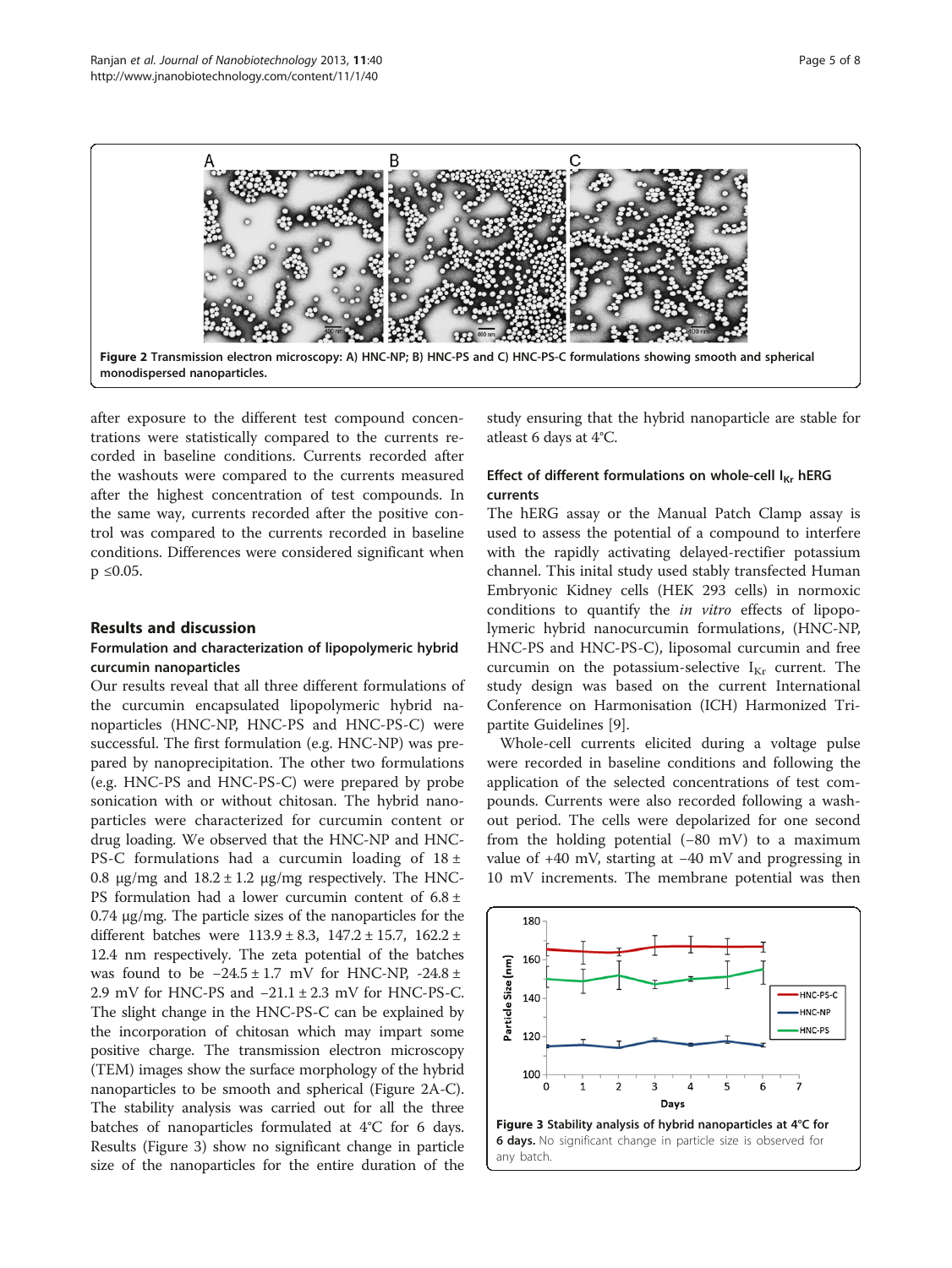Figure 2 Transmission electron microscopy: A) HNC-NP; B) HNC-PS and C) HNC-PS-C formulations showing smooth and spherical monodispersed nanoparticles.

after exposure to the different test compound concentrations were statistically compared to the currents recorded in baseline conditions. Currents recorded after the washouts were compared to the currents measured after the highest concentration of test compounds. In the same way, currents recorded after the positive control was compared to the currents recorded in baseline conditions. Differences were considered significant when $p \leq 0.05$.

## Results and discussion

### Formulation and characterization of lipopolymeric hybrid curcumin nanoparticles

Our results reveal that all three different formulations of the curcumin encapsulated lipopolymeric hybrid nanoparticles (HNC-NP, HNC-PS and HNC-PS-C) were successful. The first formulation (e.g. HNC-NP) was prepared by nanoprecipitation. The other two formulations (e.g. HNC-PS and HNC-PS-C) were prepared by probe sonication with or without chitosan. The hybrid nanoparticles were characterized for curcumin content or drug loading. We observed that the HNC-NP and HNC-PS-C formulations had a curcumin loading of 18 ± 0.8 μg/mg and 18.2 ± 1.2 μg/mg respectively. The HNC-PS formulation had a lower curcumin content of 6.8 ± 0.74 μg/mg. The particle sizes of the nanoparticles for the different batches were 113.9 ± 8.3, 147.2 ± 15.7, 162.2 ± 12.4 nm respectively. The zeta potential of the batches was found to be −24.5 ± 1.7 mV for HNC-NP, -24.8 ± 2.9 mV for HNC-PS and −21.1 ± 2.3 mV for HNC-PS-C. The slight change in the HNC-PS-C can be explained by the incorporation of chitosan which may impart some positive charge. The transmission electron microscopy (TEM) images show the surface morphology of the hybrid nanoparticles to be smooth and spherical (Figure 2A-C). The stability analysis was carried out for all the three batches of nanoparticles formulated at 4°C for 6 days. Results (Figure 3) show no significant change in particle size of the nanoparticles for the entire duration of the study ensuring that the hybrid nanoparticle are stable for atleast 6 days at 4°C.

### Effect of different formulations on whole-cell $I_{Kr}$ hERG currents

The hERG assay or the Manual Patch Clamp assay is used to assess the potential of a compound to interfere with the rapidly activating delayed-rectifier potassium channel. This inital study used stably transfected Human Embryonic Kidney cells (HEK 293 cells) in normoxic conditions to quantify the *in vitro* effects of lipopolymeric hybrid nanocurcumin formulations, (HNC-NP, HNC-PS and HNC-PS-C), liposomal curcumin and free curcumin on the potassium-selective $I_{Kr}$ current. The study design was based on the current International Conference on Harmonisation (ICH) Harmonized Tripartite Guidelines [9].

Whole-cell currents elicited during a voltage pulse were recorded in baseline conditions and following the application of the selected concentrations of test compounds. Currents were also recorded following a washout period. The cells were depolarized for one second from the holding potential (−80 mV) to a maximum value of +40 mV, starting at −40 mV and progressing in 10 mV increments. The membrane potential was then

**Figure 3 Stability analysis of hybrid nanoparticles at 4°C for 6 days.** No significant change in particle size is observed for any batch.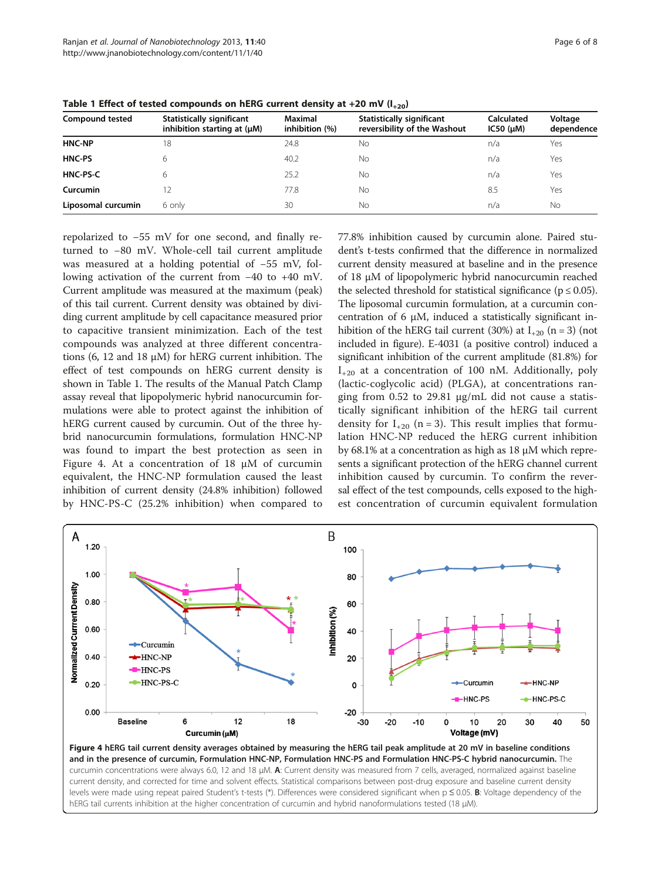**Table 1 Effect of tested compounds on hERG current density at +20 mV ($I_{+20}$)**

| Compound tested | Statistically significant inhibition starting at (μM) | Maximal inhibition (%) | Statistically significant reversibility of the Washout | Calculated IC50 (μM) | Voltage dependence |
|---|---|---|---|---|---|
| **HNC-NP** | 18 | 24.8 | No | n/a | Yes |
| **HNC-PS** | 6 | 40.2 | No | n/a | Yes |
| **HNC-PS-C** | 6 | 25.2 | No | n/a | Yes |
| **Curcumin** | 12 | 77.8 | No | 8.5 | Yes |
| **Liposomal curcumin** | 6 only | 30 | No | n/a | No |

repolarized to −55 mV for one second, and finally returned to −80 mV. Whole-cell tail current amplitude was measured at a holding potential of −55 mV, following activation of the current from −40 to +40 mV. Current amplitude was measured at the maximum (peak) of this tail current. Current density was obtained by dividing current amplitude by cell capacitance measured prior to capacitive transient minimization. Each of the test compounds was analyzed at three different concentrations (6, 12 and 18 μM) for hERG current inhibition. The effect of test compounds on hERG current density is shown in Table 1. The results of the Manual Patch Clamp assay reveal that lipopolymeric hybrid nanocurcumin formulations were able to protect against the inhibition of hERG current caused by curcumin. Out of the three hybrid nanocurcumin formulations, formulation HNC-NP was found to impart the best protection as seen in Figure 4. At a concentration of 18 μM of curcumin equivalent, the HNC-NP formulation caused the least inhibition of current density (24.8% inhibition) followed by HNC-PS-C (25.2% inhibition) when compared to 77.8% inhibition caused by curcumin alone. Paired student's t-tests confirmed that the difference in normalized current density measured at baseline and in the presence of 18 μM of lipopolymeric hybrid nanocurcumin reached the selected threshold for statistical significance ($p \leq 0.05$). The liposomal curcumin formulation, at a curcumin concentration of 6 μM, induced a statistically significant inhibition of the hERG tail current (30%) at $I_{+20}$ (n = 3) (not included in figure). E-4031 (a positive control) induced a significant inhibition of the current amplitude (81.8%) for $I_{+20}$ at a concentration of 100 nM. Additionally, poly (lactic-coglycolic acid) (PLGA), at concentrations ranging from 0.52 to 29.81 μg/mL did not cause a statistically significant inhibition of the hERG tail current density for $I_{+20}$ (n = 3). This result implies that formulation HNC-NP reduced the hERG current inhibition by 68.1% at a concentration as high as 18 μM which represents a significant protection of the hERG channel current inhibition caused by curcumin. To confirm the reversal effect of the test compounds, cells exposed to the highest concentration of curcumin equivalent formulation

**Figure 4 hERG tail current density averages obtained by measuring the hERG tail peak amplitude at 20 mV in baseline conditions and in the presence of curcumin, Formulation HNC-NP, Formulation HNC-PS and Formulation HNC-PS-C hybrid nanocurcumin.** The curcumin concentrations were always 6.0, 12 and 18 μM. **A**: Current density was measured from 7 cells, averaged, normalized against baseline current density, and corrected for time and solvent effects. Statistical comparisons between post-drug exposure and baseline current density levels were made using repeat paired Student's t-tests (*). Differences were considered significant when $p \leq 0.05$. **B**: Voltage dependency of the hERG tail currents inhibition at the higher concentration of curcumin and hybrid nanoformulations tested (18 μM).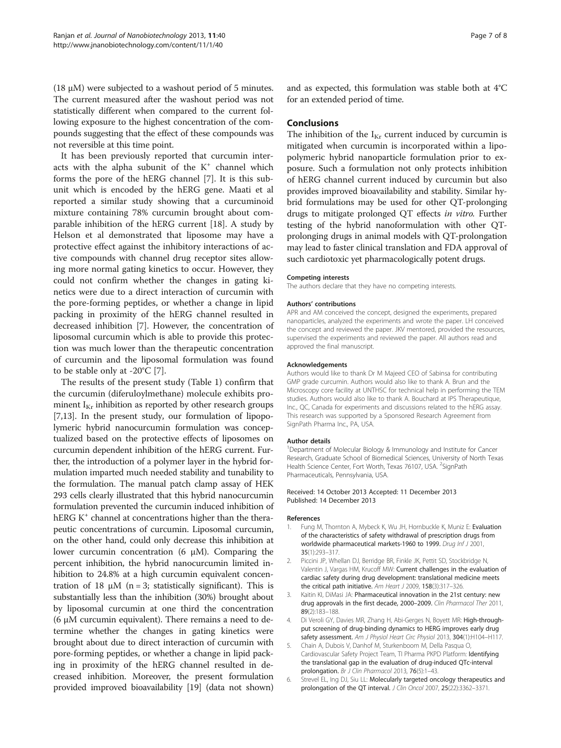(18 μM) were subjected to a washout period of 5 minutes. The current measured after the washout period was not statistically different when compared to the current following exposure to the highest concentration of the compounds suggesting that the effect of these compounds was not reversible at this time point.

It has been previously reported that curcumin interacts with the alpha subunit of the $K^+$ channel which forms the pore of the hERG channel [7]. It is this subunit which is encoded by the hERG gene. Maati et al reported a similar study showing that a curcuminoid mixture containing 78% curcumin brought about comparable inhibition of the hERG current [18]. A study by Helson et al demonstrated that liposome may have a protective effect against the inhibitory interactions of active compounds with channel drug receptor sites allowing more normal gating kinetics to occur. However, they could not confirm whether the changes in gating kinetics were due to a direct interaction of curcumin with the pore-forming peptides, or whether a change in lipid packing in proximity of the hERG channel resulted in decreased inhibition [7]. However, the concentration of liposomal curcumin which is able to provide this protection was much lower than the therapeutic concentration of curcumin and the liposomal formulation was found to be stable only at -20°C [7].

The results of the present study (Table 1) confirm that the curcumin (diferuloylmethane) molecule exhibits prominent $I_{Kr}$ inhibition as reported by other research groups [7,13]. In the present study, our formulation of lipopolymeric hybrid nanocurcumin formulation was conceptualized based on the protective effects of liposomes on curcumin dependent inhibition of the hERG current. Further, the introduction of a polymer layer in the hybrid formulation imparted much needed stability and tunability to the formulation. The manual patch clamp assay of HEK 293 cells clearly illustrated that this hybrid nanocurcumin formulation prevented the curcumin induced inhibition of hERG $K^+$ channel at concentrations higher than the therapeutic concentrations of curcumin. Liposomal curcumin, on the other hand, could only decrease this inhibition at lower curcumin concentration (6 μM). Comparing the percent inhibition, the hybrid nanocurcumin limited inhibition to 24.8% at a high curcumin equivalent concentration of 18 μM ($n = 3$; statistically significant). This is substantially less than the inhibition (30%) brought about by liposomal curcumin at one third the concentration (6 μM curcumin equivalent). There remains a need to determine whether the changes in gating kinetics were brought about due to direct interaction of curcumin with pore-forming peptides, or whether a change in lipid packing in proximity of the hERG channel resulted in decreased inhibition. Moreover, the present formulation provided improved bioavailability [19] (data not shown) and as expected, this formulation was stable both at 4°C for an extended period of time.

## Conclusions

The inhibition of the $I_{Kr}$ current induced by curcumin is mitigated when curcumin is incorporated within a lipopolymeric hybrid nanoparticle formulation prior to exposure. Such a formulation not only protects inhibition of hERG channel current induced by curcumin but also provides improved bioavailability and stability. Similar hybrid formulations may be used for other QT-prolonging drugs to mitigate prolonged QT effects *in vitro*. Further testing of the hybrid nanoformulation with other QT-prolonging drugs in animal models with QT-prolongation may lead to faster clinical translation and FDA approval of such cardiotoxic yet pharmacologically potent drugs.

#### Competing interests

The authors declare that they have no competing interests.

#### Authors' contributions

APR and AM conceived the concept, designed the experiments, prepared nanoparticles, analyzed the experiments and wrote the paper. LH conceived the concept and reviewed the paper. JKV mentored, provided the resources, supervised the experiments and reviewed the paper. All authors read and approved the final manuscript.

#### Acknowledgements

Authors would like to thank Dr M Majeed CEO of Sabinsa for contributing GMP grade curcumin. Authors would also like to thank A. Brun and the Microscopy core facility at UNTHSC for technical help in performing the TEM studies. Authors would also like to thank A. Bouchard at IPS Therapeutique, Inc., QC, Canada for experiments and discussions related to the hERG assay. This research was supported by a Sponsored Research Agreement from SignPath Pharma Inc., PA, USA.

#### Author details

[1]Department of Molecular Biology & Immunology and Institute for Cancer Research, Graduate School of Biomedical Sciences, University of North Texas Health Science Center, Fort Worth, Texas 76107, USA. [2]SignPath Pharmaceuticals, Pennsylvania, USA.

Received: 14 October 2013 Accepted: 11 December 2013
Published: 14 December 2013

#### References

1. Fung M, Thornton A, Mybeck K, Wu JH, Hornbuckle K, Muniz E: **Evaluation of the characteristics of safety withdrawal of prescription drugs from worldwide pharmaceutical markets-1960 to 1999.** *Drug Inf J* 2001, **35**(1):293–317.
2. Piccini JP, Whellan DJ, Berridge BR, Finkle JK, Pettit SD, Stockbridge N, Valentin J, Vargas HM, Krucoff MW: **Current challenges in the evaluation of cardiac safety during drug development: translational medicine meets the critical path initiative.** *Am Heart J* 2009, **158**(3):317–326.
3. Kaitin KI, DiMasi JA: **Pharmaceutical innovation in the 21st century: new drug approvals in the first decade, 2000–2009.** *Clin Pharmacol Ther* 2011, **89**(2):183–188.
4. Di Veroli GY, Davies MR, Zhang H, Abi-Gerges N, Boyett MR: **High-throughput screening of drug-binding dynamics to HERG improves early drug safety assessment.** *Am J Physiol Heart Circ Physiol* 2013, **304**(1):H104–H117.
5. Chain A, Dubois V, Danhof M, Sturkenboom M, Della Pasqua O, Cardiovascular Safety Project Team, TI Pharma PKPD Platform: **Identifying the translational gap in the evaluation of drug-induced QTc-interval prolongation.** *Br J Clin Pharmacol* 2013, **76**(5):1–43.
6. Strevel EL, Ing DJ, Siu LL: **Molecularly targeted oncology therapeutics and prolongation of the QT interval.** *J Clin Oncol* 2007, **25**(22):3362–3371.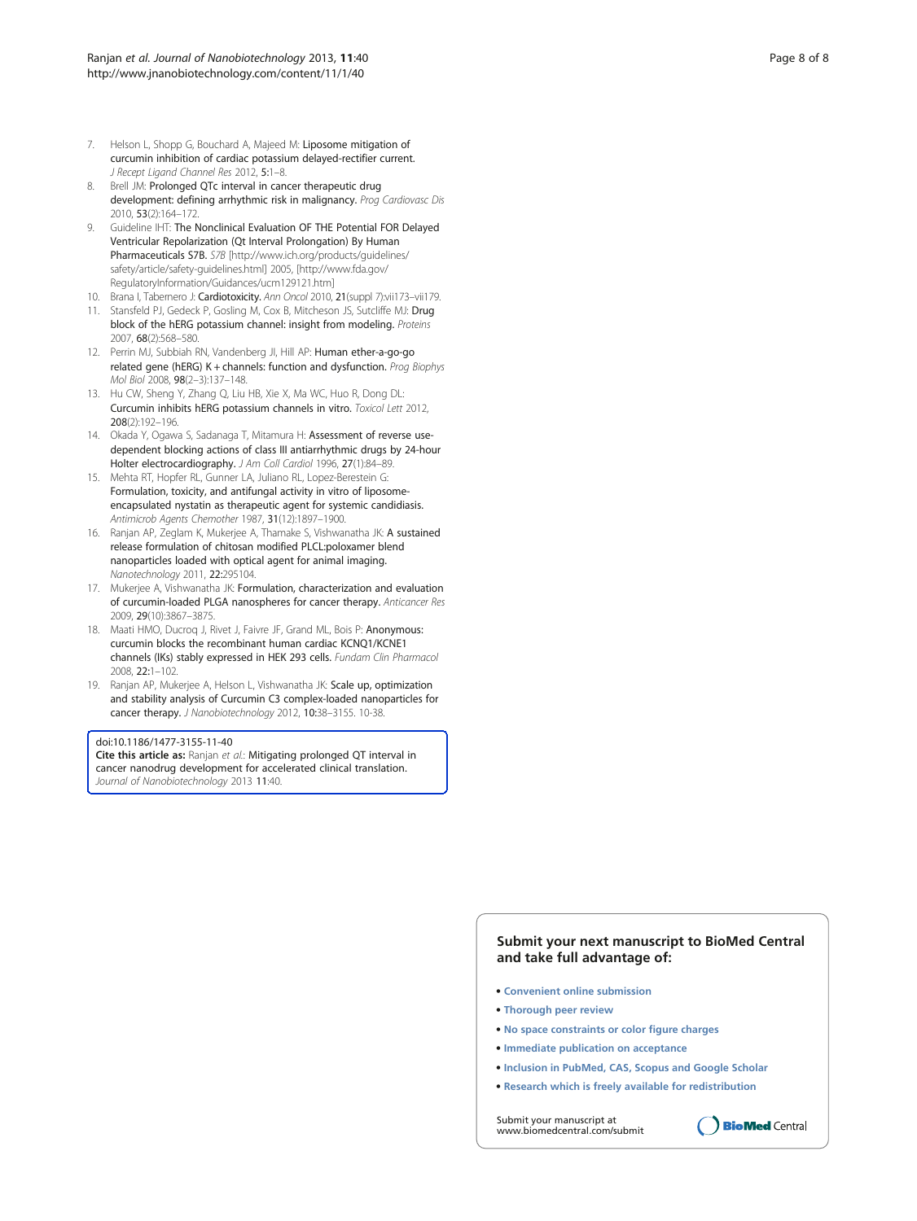7. Helson L, Shopp G, Bouchard A, Majeed M: **Liposome mitigation of curcumin inhibition of cardiac potassium delayed-rectifier current.** *J Recept Ligand Channel Res* 2012, **5**:1–8.
8. Brell JM: **Prolonged QTc interval in cancer therapeutic drug development: defining arrhythmic risk in malignancy.** *Prog Cardiovasc Dis* 2010, **53**(2):164–172.
9. Guideline IHT: **The Nonclinical Evaluation OF THE Potential FOR Delayed Ventricular Repolarization (Qt Interval Prolongation) By Human Pharmaceuticals S7B.** *S7B* [http://www.ich.org/products/guidelines/safety/article/safety-guidelines.html] 2005, [http://www.fda.gov/RegulatoryInformation/Guidances/ucm129121.htm]
10. Brana I, Tabernero J: **Cardiotoxicity.** *Ann Oncol* 2010, **21**(suppl 7):vii173–vii179.
11. Stansfeld PJ, Gedeck P, Gosling M, Cox B, Mitcheson JS, Sutcliffe MJ: **Drug block of the hERG potassium channel: insight from modeling.** *Proteins* 2007, **68**(2):568–580.
12. Perrin MJ, Subbiah RN, Vandenberg JI, Hill AP: **Human ether-a-go-go related gene (hERG) K + channels: function and dysfunction.** *Prog Biophys Mol Biol* 2008, **98**(2–3):137–148.
13. Hu CW, Sheng Y, Zhang Q, Liu HB, Xie X, Ma WC, Huo R, Dong DL: **Curcumin inhibits hERG potassium channels in vitro.** *Toxicol Lett* 2012, **208**(2):192–196.
14. Okada Y, Ogawa S, Sadanaga T, Mitamura H: **Assessment of reverse use-dependent blocking actions of class III antiarrhythmic drugs by 24-hour Holter electrocardiography.** *J Am Coll Cardiol* 1996, **27**(1):84–89.
15. Mehta RT, Hopfer RL, Gunner LA, Juliano RL, Lopez-Berestein G: **Formulation, toxicity, and antifungal activity in vitro of liposome-encapsulated nystatin as therapeutic agent for systemic candidiasis.** *Antimicrob Agents Chemother* 1987, **31**(12):1897–1900.
16. Ranjan AP, Zeglam K, Mukerjee A, Thamake S, Vishwanatha JK: **A sustained release formulation of chitosan modified PLCL:poloxamer blend nanoparticles loaded with optical agent for animal imaging.** *Nanotechnology* 2011, **22**:295104.
17. Mukerjee A, Vishwanatha JK: **Formulation, characterization and evaluation of curcumin-loaded PLGA nanospheres for cancer therapy.** *Anticancer Res* 2009, **29**(10):3867–3875.
18. Maati HMO, Ducroq J, Rivet J, Faivre JF, Grand ML, Bois P: **Anonymous: curcumin blocks the recombinant human cardiac KCNQ1/KCNE1 channels (IKs) stably expressed in HEK 293 cells.** *Fundam Clin Pharmacol* 2008, **22**:1–102.
19. Ranjan AP, Mukerjee A, Helson L, Vishwanatha JK: **Scale up, optimization and stability analysis of Curcumin C3 complex-loaded nanoparticles for cancer therapy.** *J Nanobiotechnology* 2012, **10**:38–3155. 10-38.

doi:10.1186/1477-3155-11-40

**Cite this article as:** Ranjan *et al.*: Mitigating prolonged QT interval in cancer nanodrug development for accelerated clinical translation. *Journal of Nanobiotechnology* 2013 **11**:40.

**Submit your next manuscript to BioMed Central and take full advantage of:**

- **Convenient online submission**
- **Thorough peer review**
- **No space constraints or color figure charges**
- **Immediate publication on acceptance**
- **Inclusion in PubMed, CAS, Scopus and Google Scholar**
- **Research which is freely available for redistribution**

Submit your manuscript at www.biomedcentral.com/submit

BioMed Central